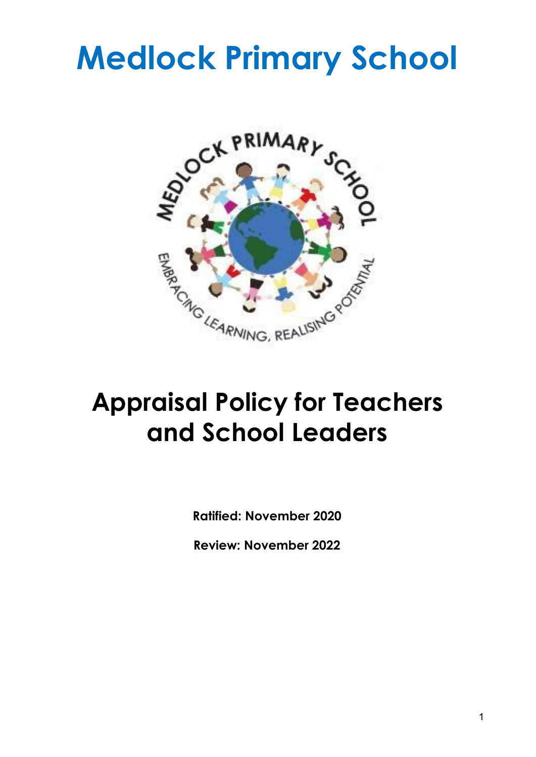# Medlock Primary School

# Appraisal Policy for Teachers and School Leaders

**Ratified: November 2020**

**Review: November 2022**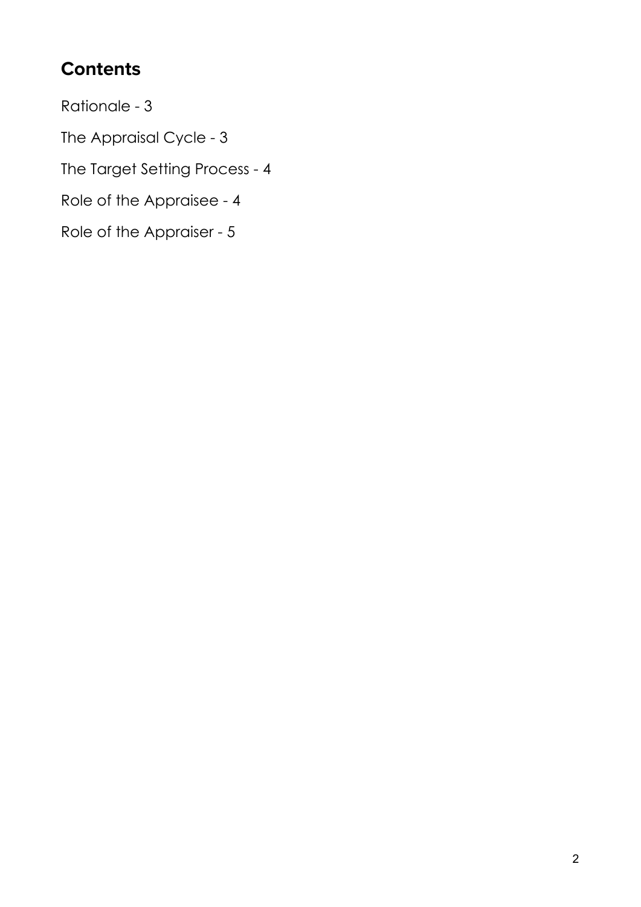## Contents

Rationale - 3

The Appraisal Cycle - 3

The Target Setting Process - 4

Role of the Appraisee - 4

Role of the Appraiser - 5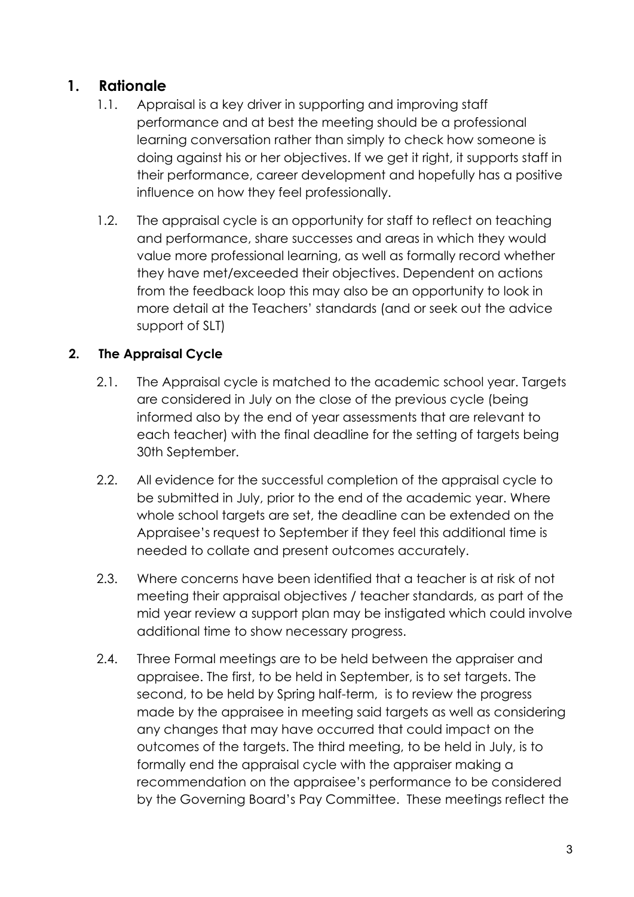## 1. Rationale

1.1. Appraisal is a key driver in supporting and improving staff performance and at best the meeting should be a professional learning conversation rather than simply to check how someone is doing against his or her objectives. If we get it right, it supports staff in their performance, career development and hopefully has a positive influence on how they feel professionally.

1.2. The appraisal cycle is an opportunity for staff to reflect on teaching and performance, share successes and areas in which they would value more professional learning, as well as formally record whether they have met/exceeded their objectives. Dependent on actions from the feedback loop this may also be an opportunity to look in more detail at the Teachers' standards (and or seek out the advice support of SLT)

### 2. The Appraisal Cycle

2.1. The Appraisal cycle is matched to the academic school year. Targets are considered in July on the close of the previous cycle (being informed also by the end of year assessments that are relevant to each teacher) with the final deadline for the setting of targets being 30th September.

2.2. All evidence for the successful completion of the appraisal cycle to be submitted in July, prior to the end of the academic year. Where whole school targets are set, the deadline can be extended on the Appraisee's request to September if they feel this additional time is needed to collate and present outcomes accurately.

2.3. Where concerns have been identified that a teacher is at risk of not meeting their appraisal objectives / teacher standards, as part of the mid year review a support plan may be instigated which could involve additional time to show necessary progress.

2.4. Three Formal meetings are to be held between the appraiser and appraisee. The first, to be held in September, is to set targets. The second, to be held by Spring half-term, is to review the progress made by the appraisee in meeting said targets as well as considering any changes that may have occurred that could impact on the outcomes of the targets. The third meeting, to be held in July, is to formally end the appraisal cycle with the appraiser making a recommendation on the appraisee's performance to be considered by the Governing Board's Pay Committee. These meetings reflect the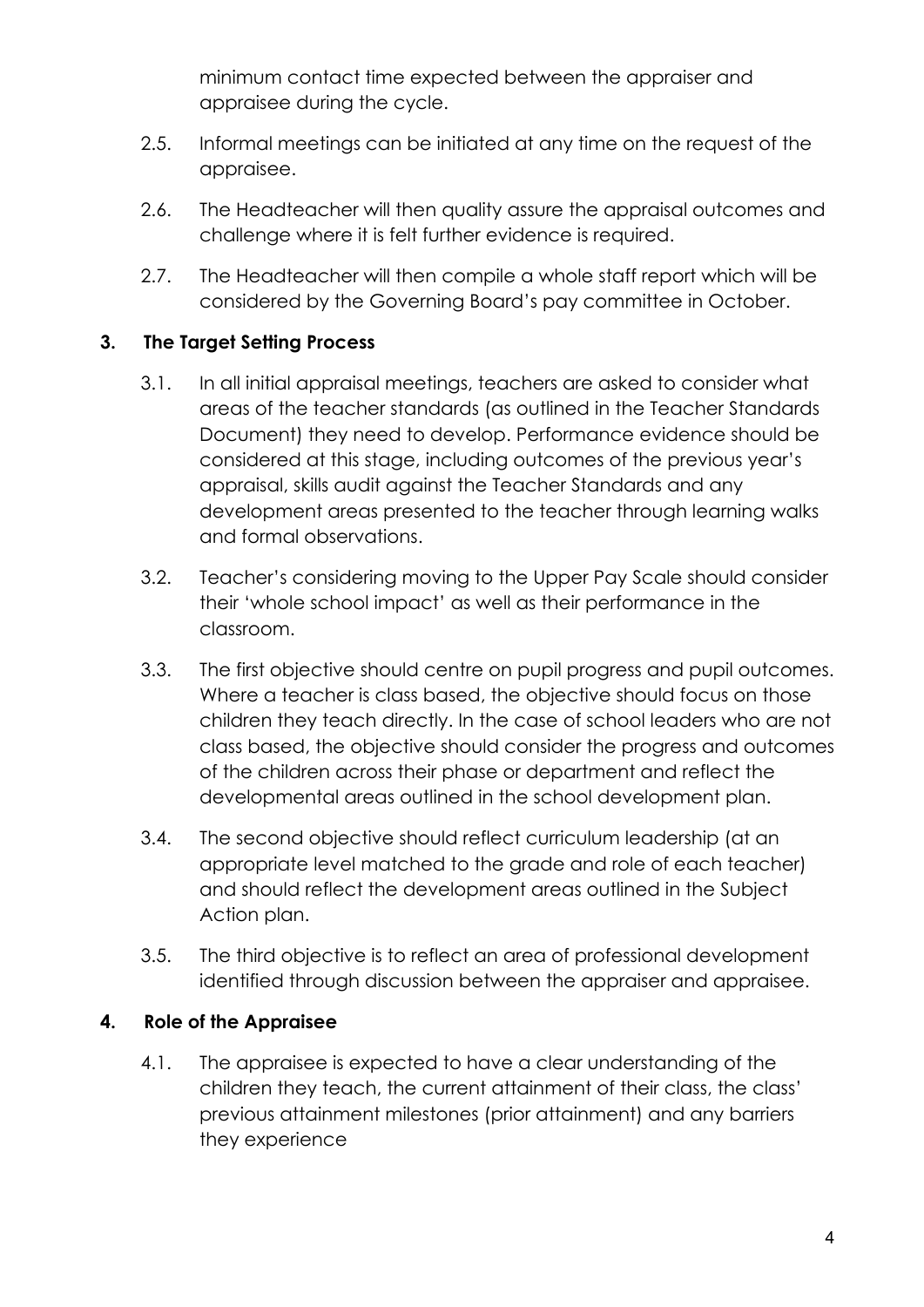minimum contact time expected between the appraiser and appraisee during the cycle.

2.5. Informal meetings can be initiated at any time on the request of the appraisee.

2.6. The Headteacher will then quality assure the appraisal outcomes and challenge where it is felt further evidence is required.

2.7. The Headteacher will then compile a whole staff report which will be considered by the Governing Board's pay committee in October.

## 3. The Target Setting Process

3.1. In all initial appraisal meetings, teachers are asked to consider what areas of the teacher standards (as outlined in the Teacher Standards Document) they need to develop. Performance evidence should be considered at this stage, including outcomes of the previous year's appraisal, skills audit against the Teacher Standards and any development areas presented to the teacher through learning walks and formal observations.

3.2. Teacher's considering moving to the Upper Pay Scale should consider their 'whole school impact' as well as their performance in the classroom.

3.3. The first objective should centre on pupil progress and pupil outcomes. Where a teacher is class based, the objective should focus on those children they teach directly. In the case of school leaders who are not class based, the objective should consider the progress and outcomes of the children across their phase or department and reflect the developmental areas outlined in the school development plan.

3.4. The second objective should reflect curriculum leadership (at an appropriate level matched to the grade and role of each teacher) and should reflect the development areas outlined in the Subject Action plan.

3.5. The third objective is to reflect an area of professional development identified through discussion between the appraiser and appraisee.

## 4. Role of the Appraisee

4.1. The appraisee is expected to have a clear understanding of the children they teach, the current attainment of their class, the class' previous attainment milestones (prior attainment) and any barriers they experience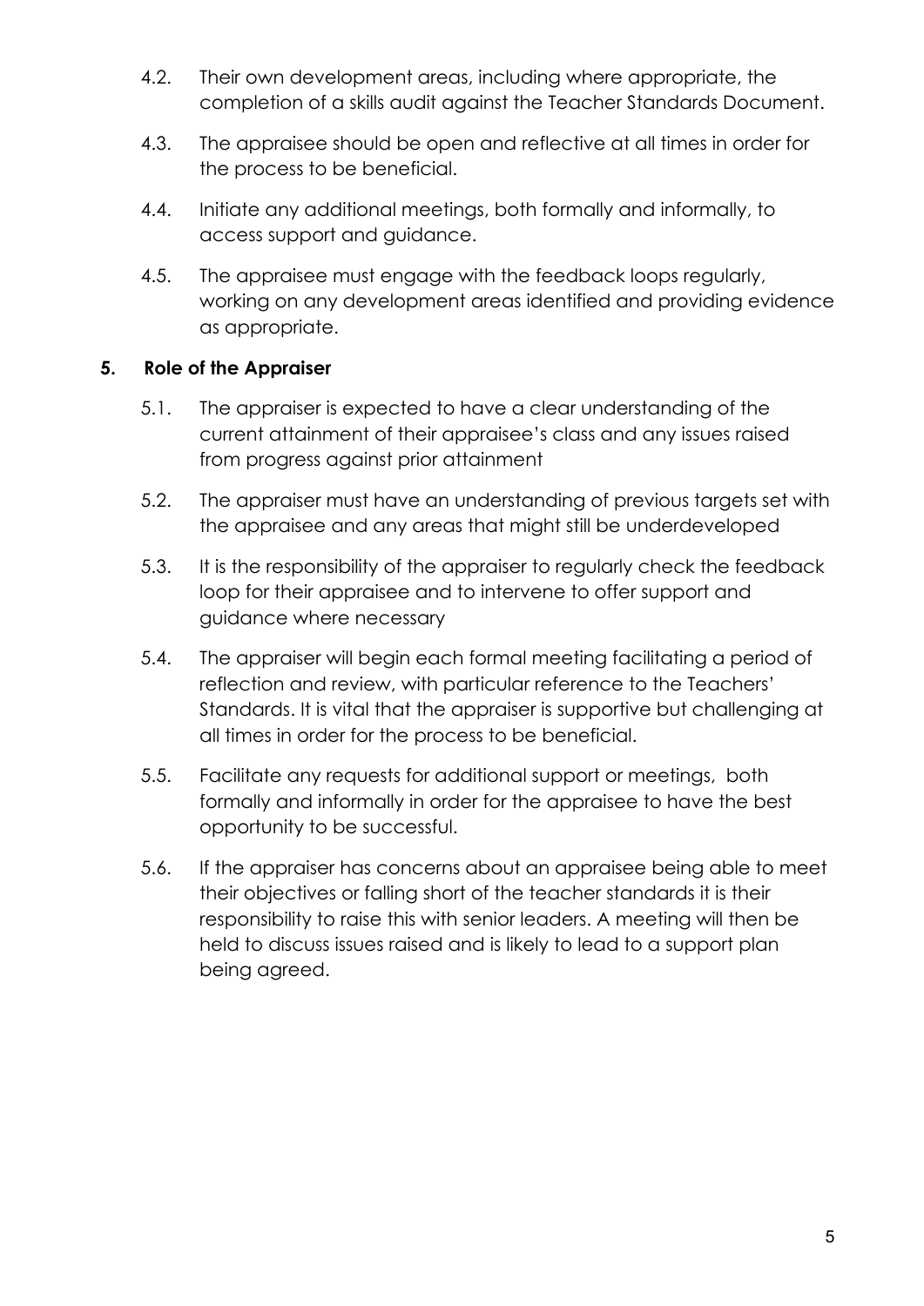4.2. Their own development areas, including where appropriate, the completion of a skills audit against the Teacher Standards Document.

4.3. The appraisee should be open and reflective at all times in order for the process to be beneficial.

4.4. Initiate any additional meetings, both formally and informally, to access support and guidance.

4.5. The appraisee must engage with the feedback loops regularly, working on any development areas identified and providing evidence as appropriate.

## 5. Role of the Appraiser

5.1. The appraiser is expected to have a clear understanding of the current attainment of their appraisee's class and any issues raised from progress against prior attainment

5.2. The appraiser must have an understanding of previous targets set with the appraisee and any areas that might still be underdeveloped

5.3. It is the responsibility of the appraiser to regularly check the feedback loop for their appraisee and to intervene to offer support and guidance where necessary

5.4. The appraiser will begin each formal meeting facilitating a period of reflection and review, with particular reference to the Teachers' Standards. It is vital that the appraiser is supportive but challenging at all times in order for the process to be beneficial.

5.5. Facilitate any requests for additional support or meetings, both formally and informally in order for the appraisee to have the best opportunity to be successful.

5.6. If the appraiser has concerns about an appraisee being able to meet their objectives or falling short of the teacher standards it is their responsibility to raise this with senior leaders. A meeting will then be held to discuss issues raised and is likely to lead to a support plan being agreed.